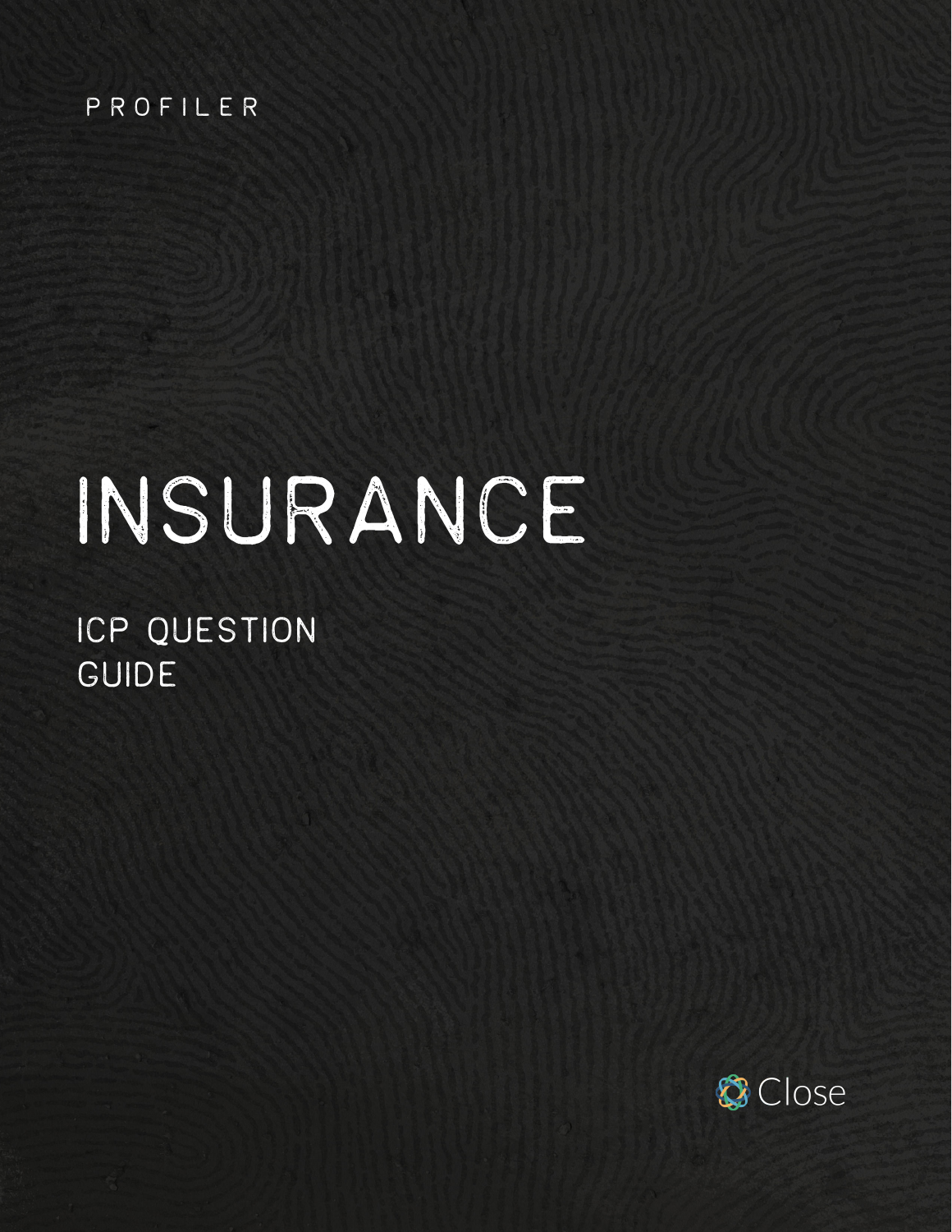PROFILER

# INSURANCE

## ICP QUESTION GUIDE

Close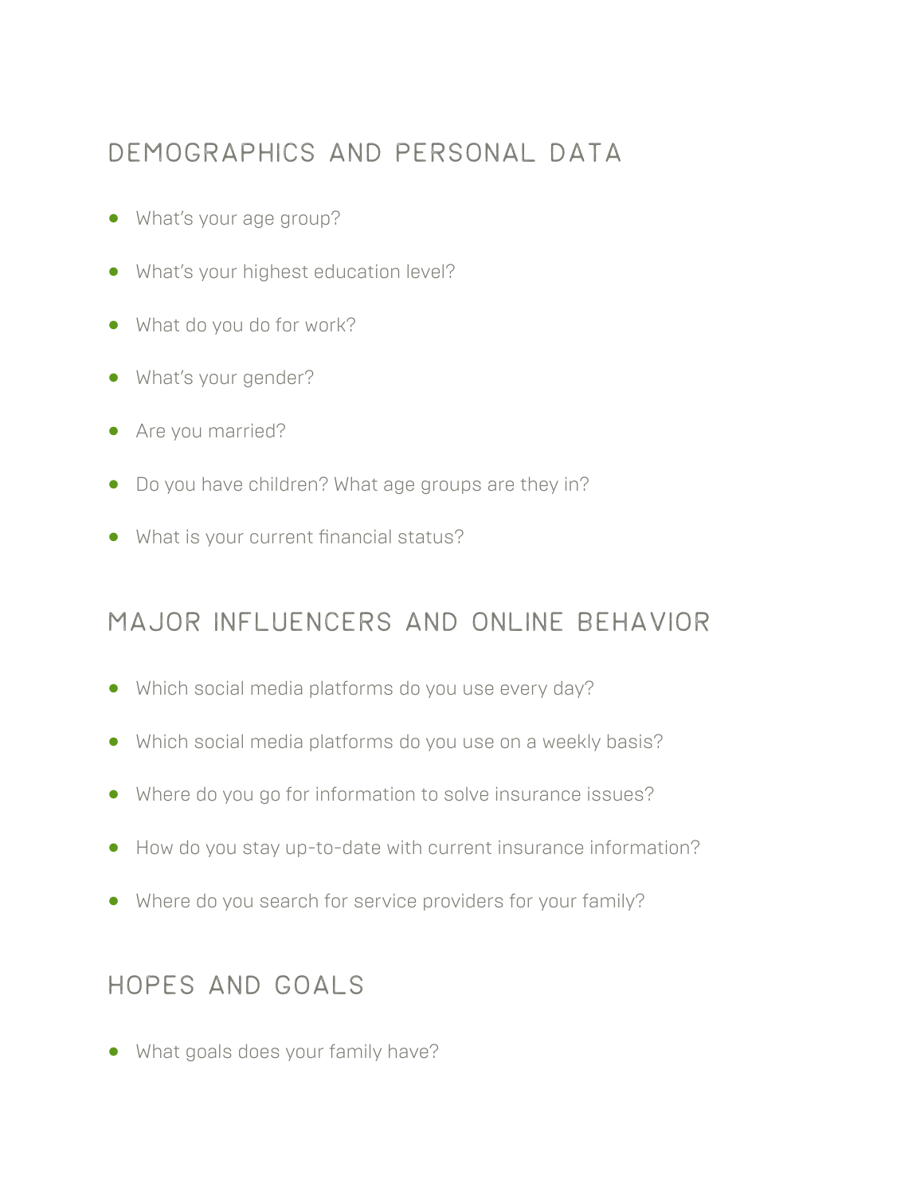## DEMOGRAPHICS AND PERSONAL DATA

- What's your age group?
- What's your highest education level?
- What do you do for work?
- What's your gender?
- Are you married?
- Do you have children? What age groups are they in?
- What is your current financial status?

## MAJOR INFLUENCERS AND ONLINE BEHAVIOR

- Which social media platforms do you use every day?
- Which social media platforms do you use on a weekly basis?
- Where do you go for information to solve insurance issues?
- How do you stay up-to-date with current insurance information?
- Where do you search for service providers for your family?

## HOPES AND GOALS

- What goals does your family have?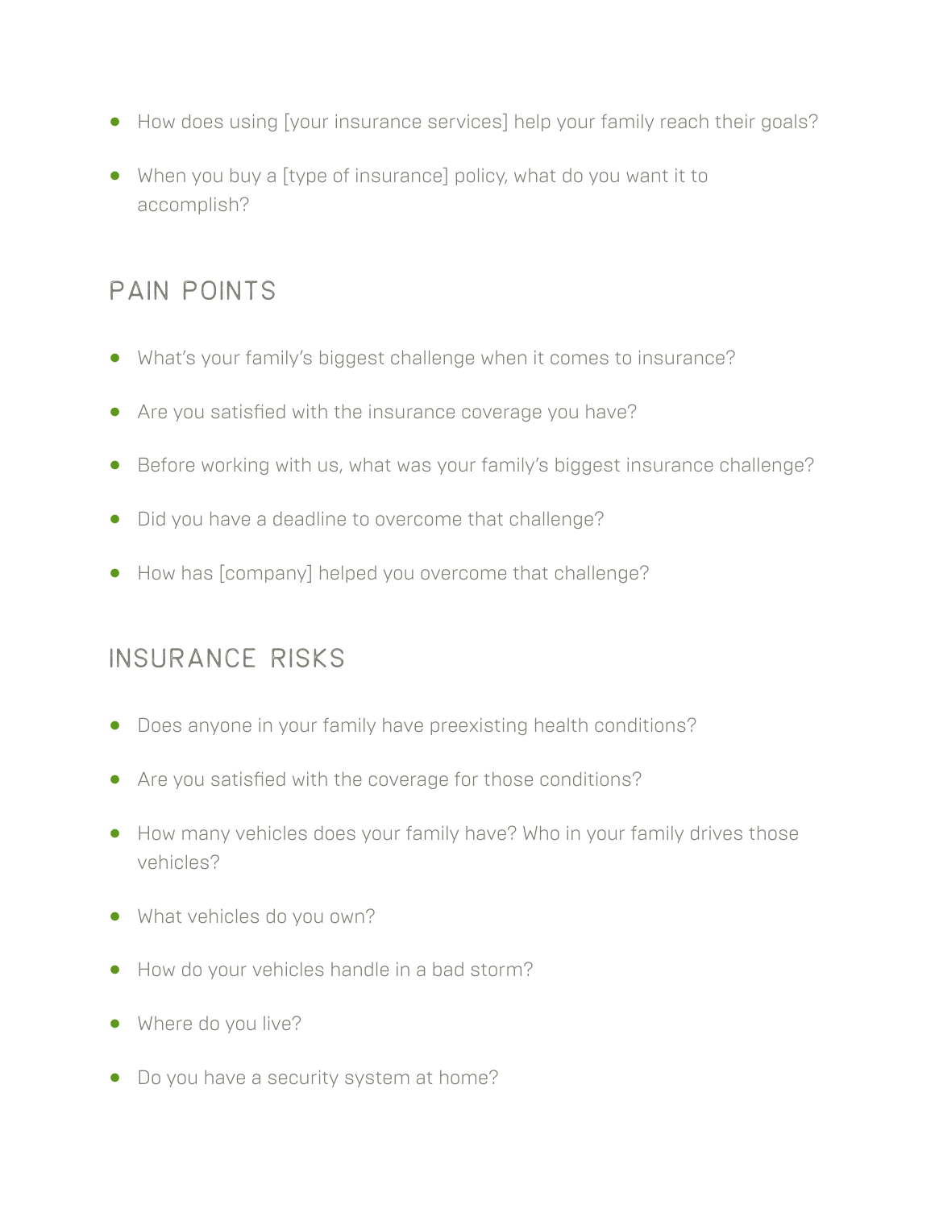- How does using [your insurance services] help your family reach their goals?
- When you buy a [type of insurance] policy, what do you want it to accomplish?

## PAIN POINTS

- What's your family's biggest challenge when it comes to insurance?
- Are you satisfied with the insurance coverage you have?
- Before working with us, what was your family's biggest insurance challenge?
- Did you have a deadline to overcome that challenge?
- How has [company] helped you overcome that challenge?

## INSURANCE RISKS

- Does anyone in your family have preexisting health conditions?
- Are you satisfied with the coverage for those conditions?
- How many vehicles does your family have? Who in your family drives those vehicles?
- What vehicles do you own?
- How do your vehicles handle in a bad storm?
- Where do you live?
- Do you have a security system at home?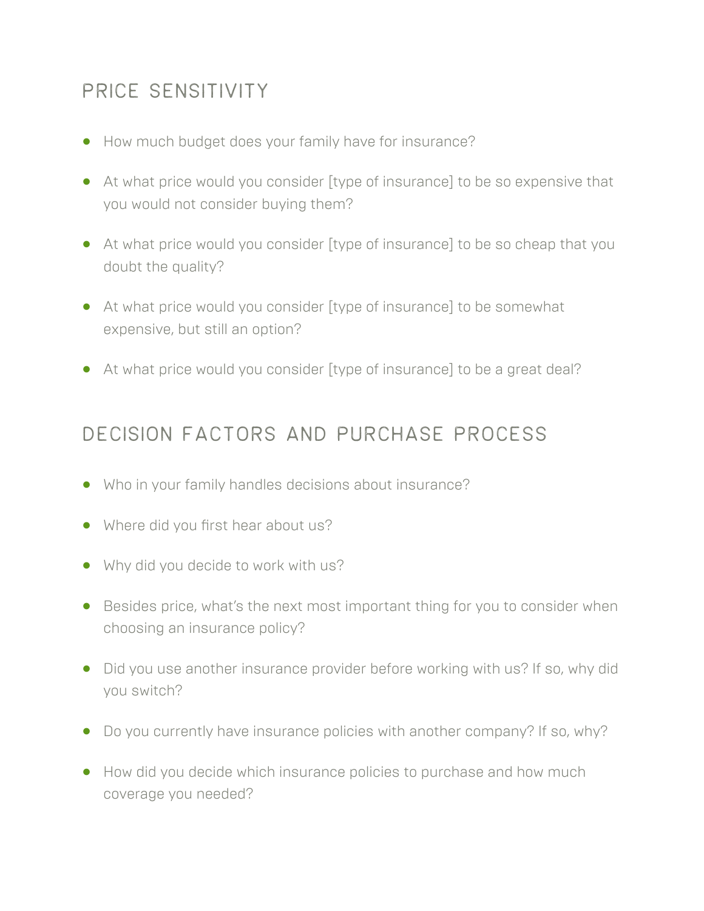## PRICE SENSITIVITY

- How much budget does your family have for insurance?
- At what price would you consider [type of insurance] to be so expensive that you would not consider buying them?
- At what price would you consider [type of insurance] to be so cheap that you doubt the quality?
- At what price would you consider [type of insurance] to be somewhat expensive, but still an option?
- At what price would you consider [type of insurance] to be a great deal?

## DECISION FACTORS AND PURCHASE PROCESS

- Who in your family handles decisions about insurance?
- Where did you first hear about us?
- Why did you decide to work with us?
- Besides price, what's the next most important thing for you to consider when choosing an insurance policy?
- Did you use another insurance provider before working with us? If so, why did you switch?
- Do you currently have insurance policies with another company? If so, why?
- How did you decide which insurance policies to purchase and how much coverage you needed?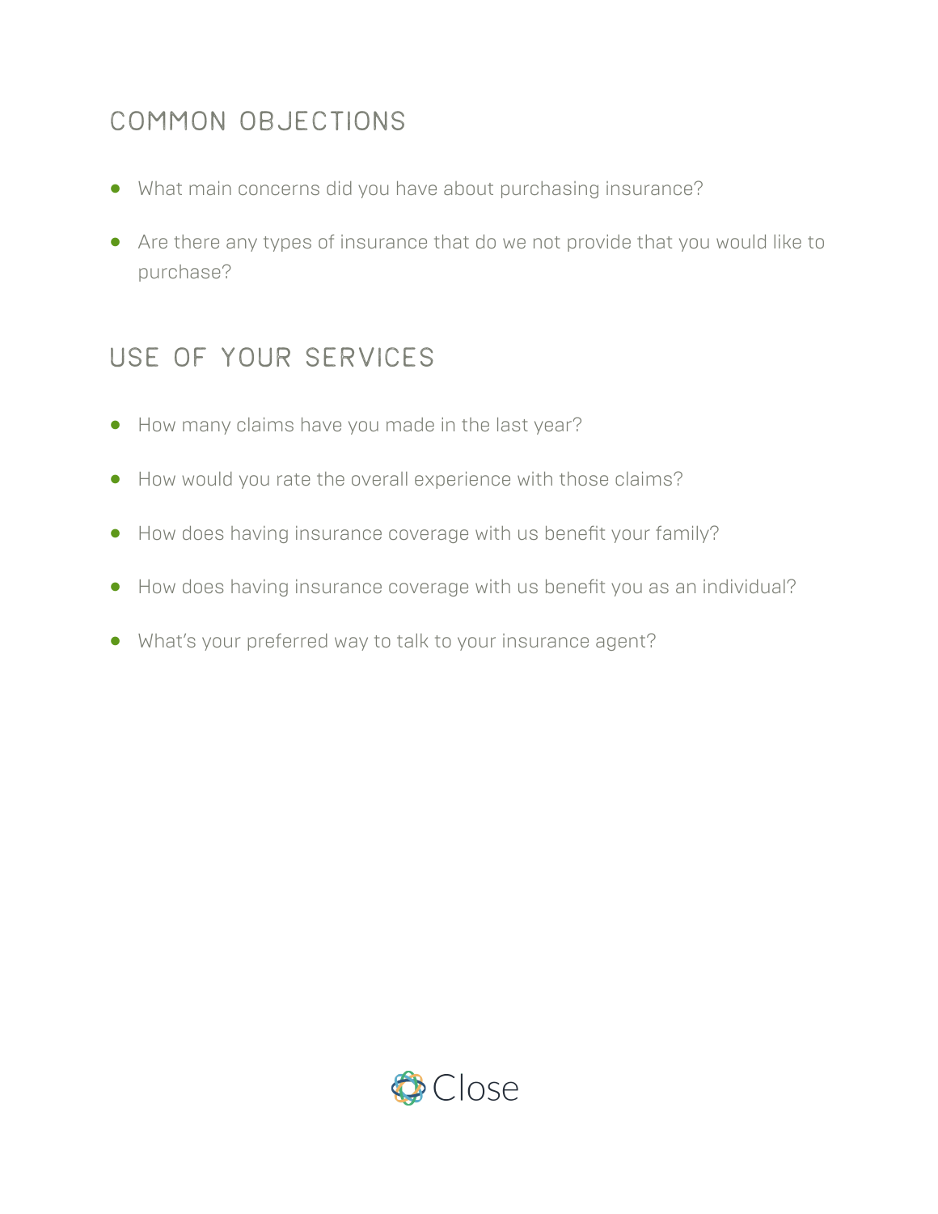## COMMON OBJECTIONS

- What main concerns did you have about purchasing insurance?
- Are there any types of insurance that do we not provide that you would like to purchase?

## USE OF YOUR SERVICES

- How many claims have you made in the last year?
- How would you rate the overall experience with those claims?
- How does having insurance coverage with us benefit your family?
- How does having insurance coverage with us benefit you as an individual?
- What's your preferred way to talk to your insurance agent?